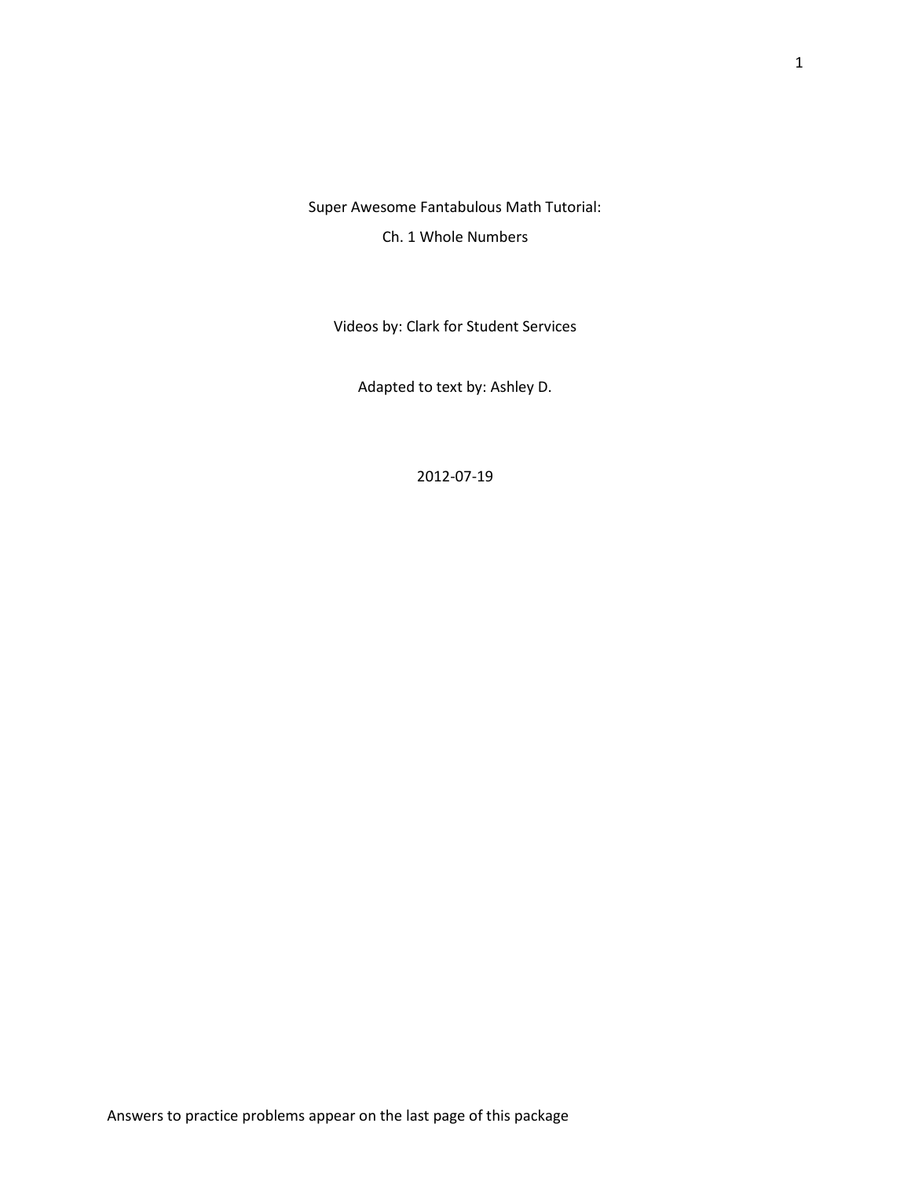# Super Awesome Fantabulous Math Tutorial:

## Ch. 1 Whole Numbers

Videos by: Clark for Student Services

Adapted to text by: Ashley D.

2012-07-19

Answers to practice problems appear on the last page of this package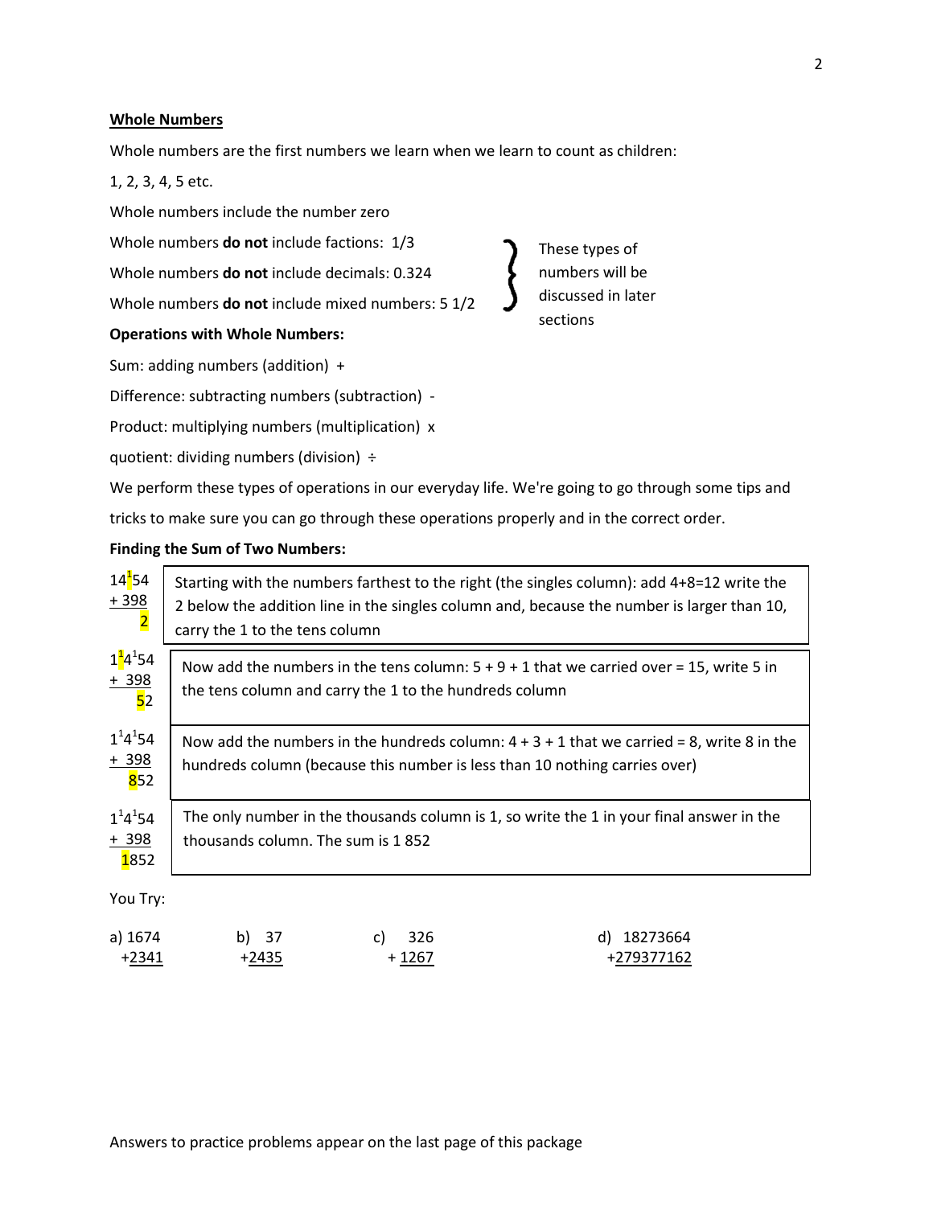## Whole Numbers

Whole numbers are the first numbers we learn when we learn to count as children:

1, 2, 3, 4, 5 etc.

Whole numbers include the number zero

Whole numbers **do not** include factions: 1/3

Whole numbers **do not** include decimals: 0.324

Whole numbers **do not** include mixed numbers: 5 1/2

} These types of numbers will be discussed in later sections

**Operations with Whole Numbers:**

Sum: adding numbers (addition) +

Difference: subtracting numbers (subtraction) -

Product: multiplying numbers (multiplication) x

quotient: dividing numbers (division) ÷

We perform these types of operations in our everyday life. We're going to go through some tips and tricks to make sure you can go through these operations properly and in the correct order.

**Finding the Sum of Two Numbers:**

| Work | Explanation |
|---|---|
| $14^{1}54$ <br> $+398$ <br> $2$ | Starting with the numbers farthest to the right (the singles column): add 4+8=12 write the 2 below the addition line in the singles column and, because the number is larger than 10, carry the 1 to the tens column |
| $1^{1}4^{1}54$ <br> $+398$ <br> $52$ | Now add the numbers in the tens column: 5 + 9 + 1 that we carried over = 15, write 5 in the tens column and carry the 1 to the hundreds column |
| $1^{1}4^{1}54$ <br> $+398$ <br> $852$ | Now add the numbers in the hundreds column: 4 + 3 + 1 that we carried = 8, write 8 in the hundreds column (because this number is less than 10 nothing carries over) |
| $1^{1}4^{1}54$ <br> $+398$ <br> $1852$ | The only number in the thousands column is 1, so write the 1 in your final answer in the thousands column. The sum is 1 852 |

You Try:

a) 1674 + 2341

b) 37 + 2435

c) 326 + 1267

d) 18273664 + 279377162

Answers to practice problems appear on the last page of this package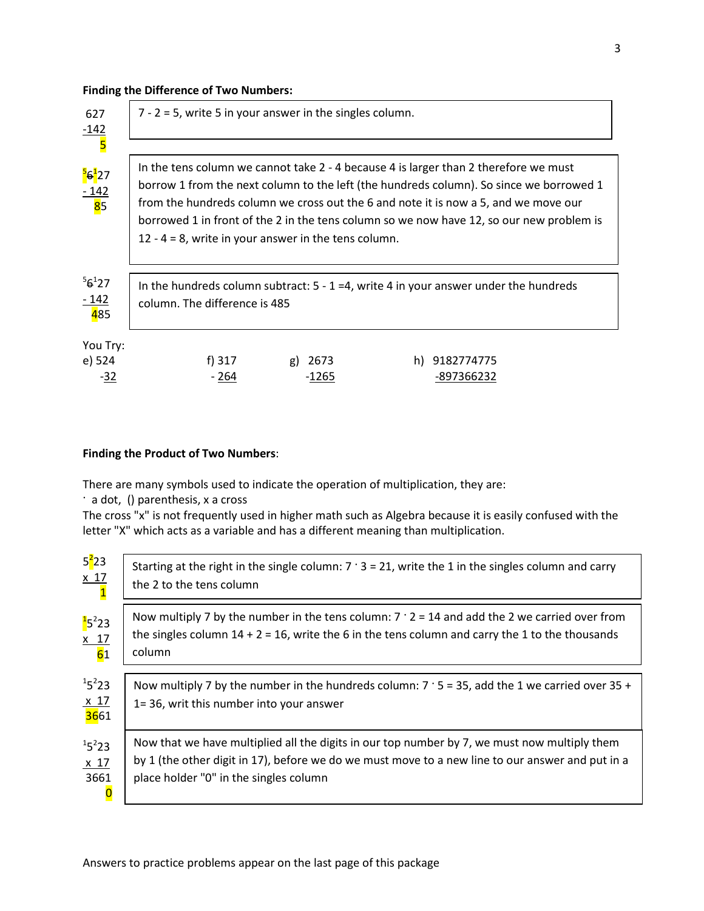**Finding the Difference of Two Numbers:**

| | |
|---|---|
| 627<br>-142<br>5 | 7 - 2 = 5, write 5 in your answer in the singles column. |
| $^5\not{6}^1$27<br>- 142<br>85 | In the tens column we cannot take 2 - 4 because 4 is larger than 2 therefore we must borrow 1 from the next column to the left (the hundreds column). So since we borrowed 1 from the hundreds column we cross out the 6 and note it is now a 5, and we move our borrowed 1 in front of the 2 in the tens column so we now have 12, so our new problem is 12 - 4 = 8, write in your answer in the tens column. |
| $^5\not{6}^1$27<br>- 142<br>485 | In the hundreds column subtract: 5 - 1 =4, write 4 in your answer under the hundreds column. The difference is 485 |

You Try:

e) 524
 -32

f) 317
 - 264

g) 2673
 -1265

h) 9182774775
 -897366232

**Finding the Product of Two Numbers**:

There are many symbols used to indicate the operation of multiplication, they are:
· a dot, () parenthesis, x a cross
The cross "x" is not frequently used in higher math such as Algebra because it is easily confused with the letter "X" which acts as a variable and has a different meaning than multiplication.

| | |
|---|---|
| 5$^2$23<br>x 17<br>1 | Starting at the right in the single column: 7 · 3 = 21, write the 1 in the singles column and carry the 2 to the tens column |
| $^1$5$^2$23<br>x 17<br>61 | Now multiply 7 by the number in the tens column: 7 · 2 = 14 and add the 2 we carried over from the singles column 14 + 2 = 16, write the 6 in the tens column and carry the 1 to the thousands column |
| $^1$5$^2$23<br>x 17<br>3661 | Now multiply 7 by the number in the hundreds column: 7 · 5 = 35, add the 1 we carried over 35 + 1= 36, writ this number into your answer |
| $^1$5$^2$23<br>x 17<br>3661<br>0 | Now that we have multiplied all the digits in our top number by 7, we must now multiply them by 1 (the other digit in 17), before we do we must move to a new line to our answer and put in a place holder "0" in the singles column |

Answers to practice problems appear on the last page of this package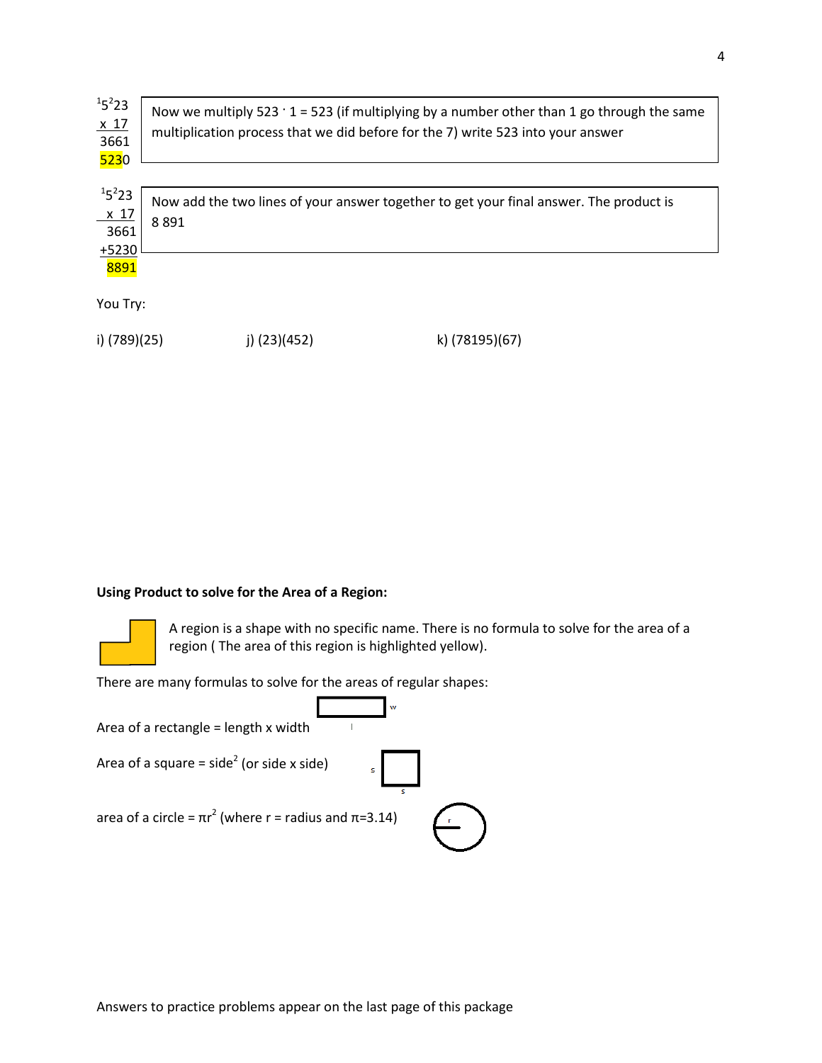| Work | Explanation |
| --- | --- |
| $^{1}5^{2}23$<br>x 17<br>3661<br>5230 | Now we multiply 523 · 1 = 523 (if multiplying by a number other than 1 go through the same multiplication process that we did before for the 7) write 523 into your answer |
| $^{1}5^{2}23$<br>x 17<br>3661<br>+5230<br>8891 | Now add the two lines of your answer together to get your final answer. The product is 8 891 |

You Try:

i) (789)(25)   j) (23)(452)   k) (78195)(67)

**Using Product to solve for the Area of a Region:**

A region is a shape with no specific name. There is no formula to solve for the area of a region ( The area of this region is highlighted yellow).

There are many formulas to solve for the areas of regular shapes:

Area of a rectangle = length x width

Area of a square = side$^2$ (or side x side)

area of a circle = $\pi r^2$ (where r = radius and $\pi$=3.14)

Answers to practice problems appear on the last page of this package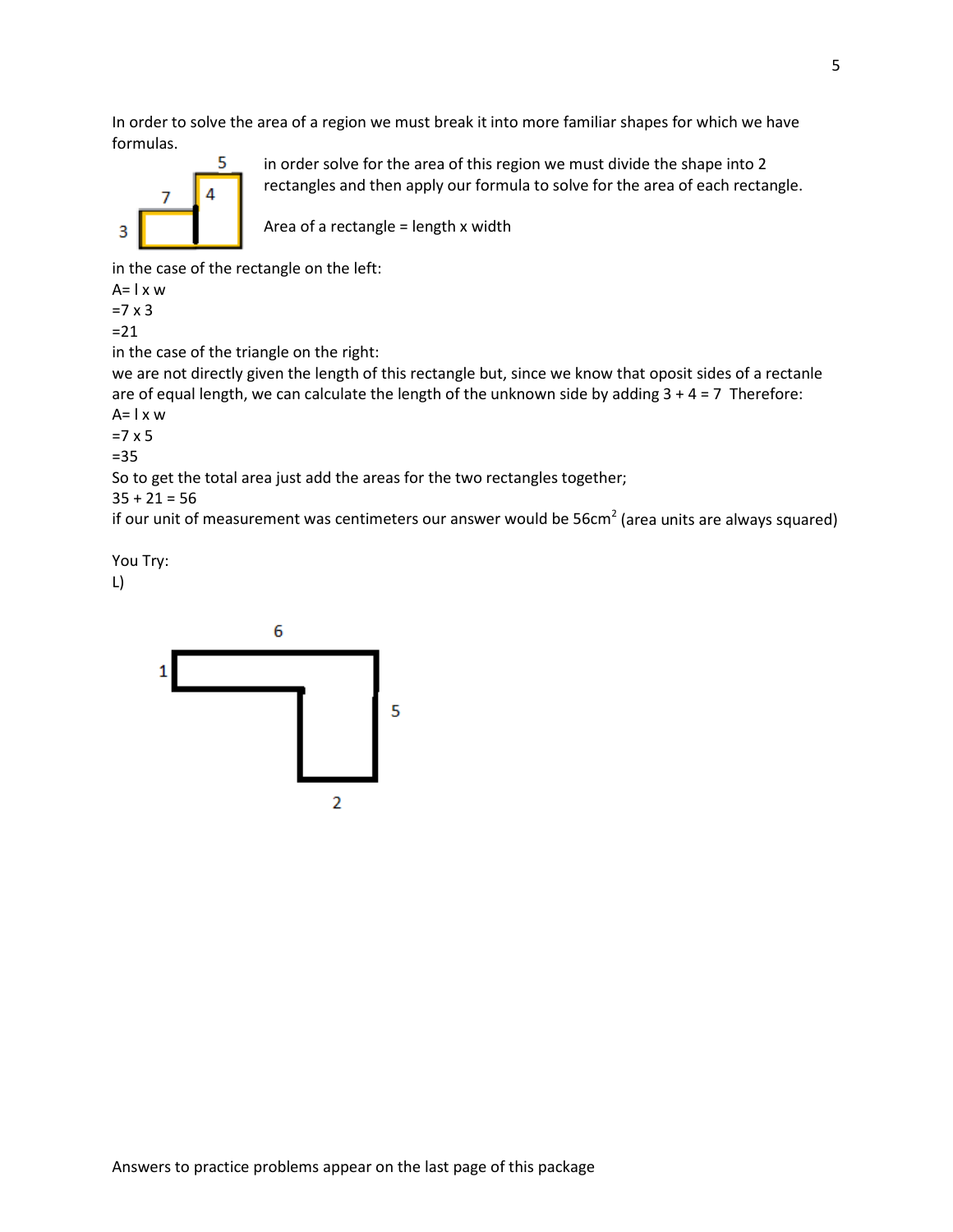In order to solve the area of a region we must break it into more familiar shapes for which we have formulas.

in order solve for the area of this region we must divide the shape into 2 rectangles and then apply our formula to solve for the area of each rectangle.

Area of a rectangle = length x width

in the case of the rectangle on the left:

A= l x w

=7 x 3

=21

in the case of the triangle on the right:

we are not directly given the length of this rectangle but, since we know that oposit sides of a rectanle are of equal length, we can calculate the length of the unknown side by adding 3 + 4 = 7 Therefore:

A= l x w

=7 x 5

=35

So to get the total area just add the areas for the two rectangles together;

35 + 21 = 56

if our unit of measurement was centimeters our answer would be 56cm$^2$ (area units are always squared)

You Try:

L)

Answers to practice problems appear on the last page of this package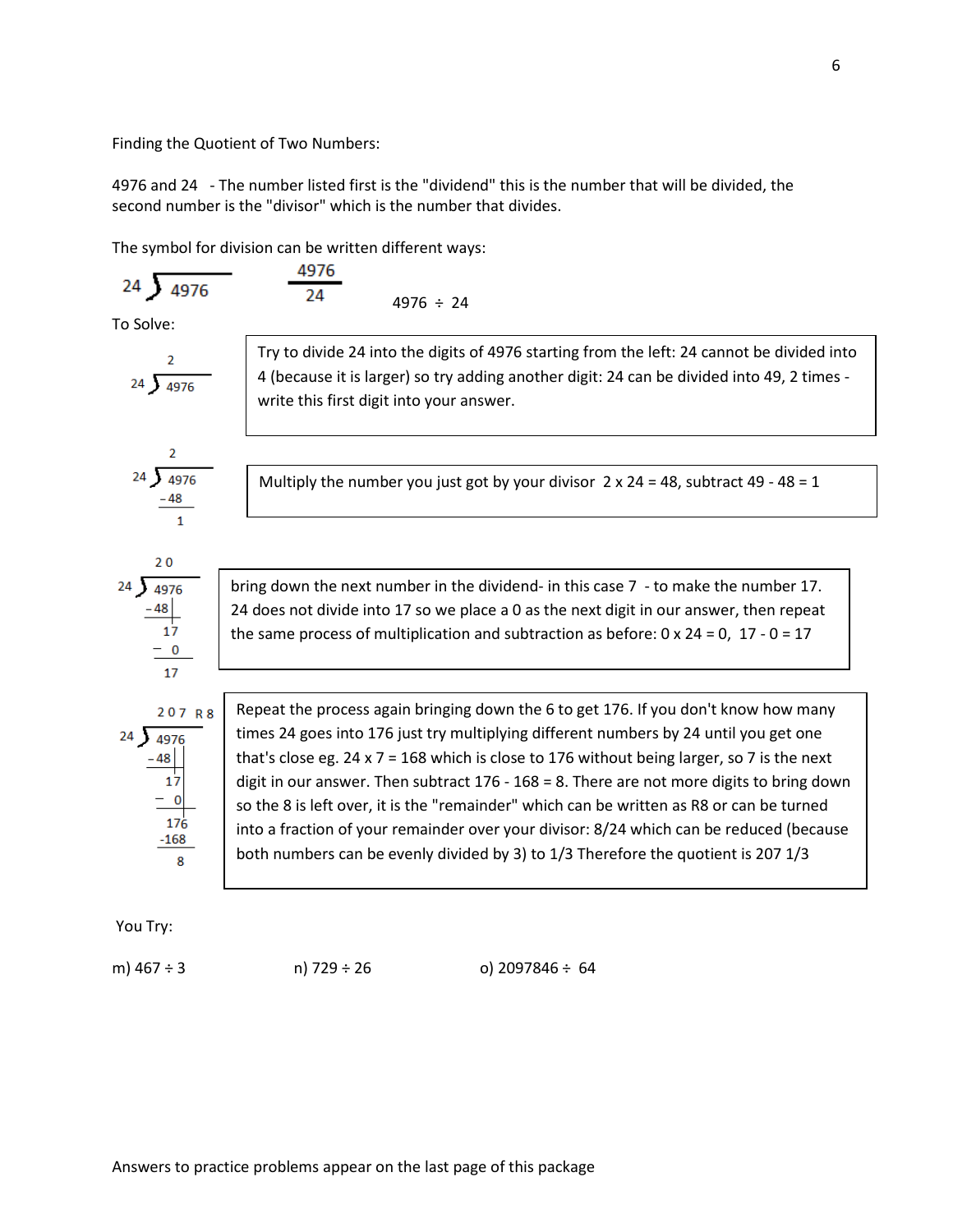Finding the Quotient of Two Numbers:

4976 and 24 - The number listed first is the "dividend" this is the number that will be divided, the second number is the "divisor" which is the number that divides.

The symbol for division can be written different ways:

$24 \overline{)4976}$ $\qquad \dfrac{4976}{24}$ $\qquad 4976 \div 24$

To Solve:

```
      2
24 ) 4976
```

Try to divide 24 into the digits of 4976 starting from the left: 24 cannot be divided into 4 (because it is larger) so try adding another digit: 24 can be divided into 49, 2 times - write this first digit into your answer.

```
      2
24 ) 4976
    -48
      1
```

Multiply the number you just got by your divisor 2 x 24 = 48, subtract 49 - 48 = 1

```
      2 0
24 ) 4976
    -48
      17
     - 0
      17
```

bring down the next number in the dividend- in this case 7 - to make the number 17. 24 does not divide into 17 so we place a 0 as the next digit in our answer, then repeat the same process of multiplication and subtraction as before: 0 x 24 = 0, 17 - 0 = 17

```
      2 0 7 R8
24 ) 4976
    -48
      17
     - 0
      176
     -168
        8
```

Repeat the process again bringing down the 6 to get 176. If you don't know how many times 24 goes into 176 just try multiplying different numbers by 24 until you get one that's close eg. 24 x 7 = 168 which is close to 176 without being larger, so 7 is the next digit in our answer. Then subtract 176 - 168 = 8. There are not more digits to bring down so the 8 is left over, it is the "remainder" which can be written as R8 or can be turned into a fraction of your remainder over your divisor: 8/24 which can be reduced (because both numbers can be evenly divided by 3) to 1/3 Therefore the quotient is 207 1/3

You Try:

m) 467 ÷ 3 $\qquad$ n) 729 ÷ 26 $\qquad$ o) 2097846 ÷ 64

Answers to practice problems appear on the last page of this package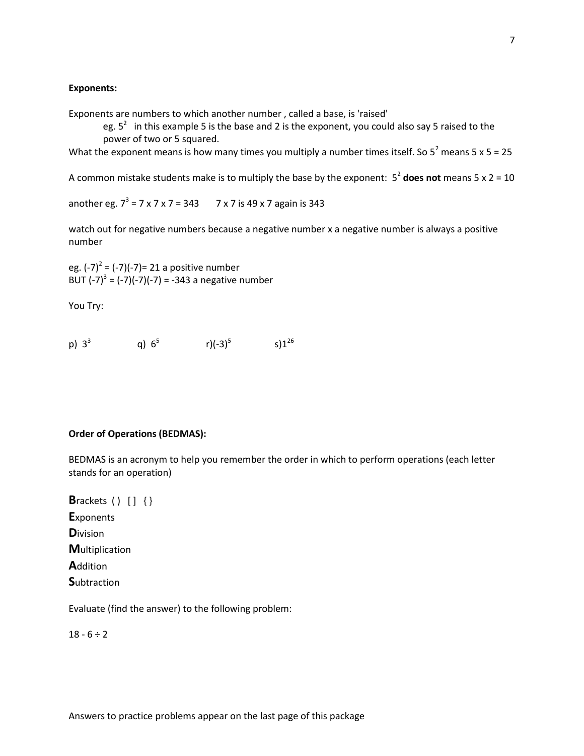**Exponents:**

Exponents are numbers to which another number , called a base, is 'raised'

eg. $5^2$ in this example 5 is the base and 2 is the exponent, you could also say 5 raised to the power of two or 5 squared.

What the exponent means is how many times you multiply a number times itself. So $5^2$ means 5 x 5 = 25

A common mistake students make is to multiply the base by the exponent: $5^2$ **does not** means 5 x 2 = 10

another eg. $7^3$ = 7 x 7 x 7 = 343 7 x 7 is 49 x 7 again is 343

watch out for negative numbers because a negative number x a negative number is always a positive number

eg. $(-7)^2 = (-7)(-7)= 21$ a positive number
BUT $(-7)^3 = (-7)(-7)(-7) = -343$ a negative number

You Try:

p) $3^3$ q) $6^5$ r)$(-3)^5$ s)$1^{26}$

**Order of Operations (BEDMAS):**

BEDMAS is an acronym to help you remember the order in which to perform operations (each letter stands for an operation)

**B**rackets ( ) [ ] { }
**E**xponents
**D**ivision
**M**ultiplication
**A**ddition
**S**ubtraction

Evaluate (find the answer) to the following problem:

$18 - 6 \div 2$

Answers to practice problems appear on the last page of this package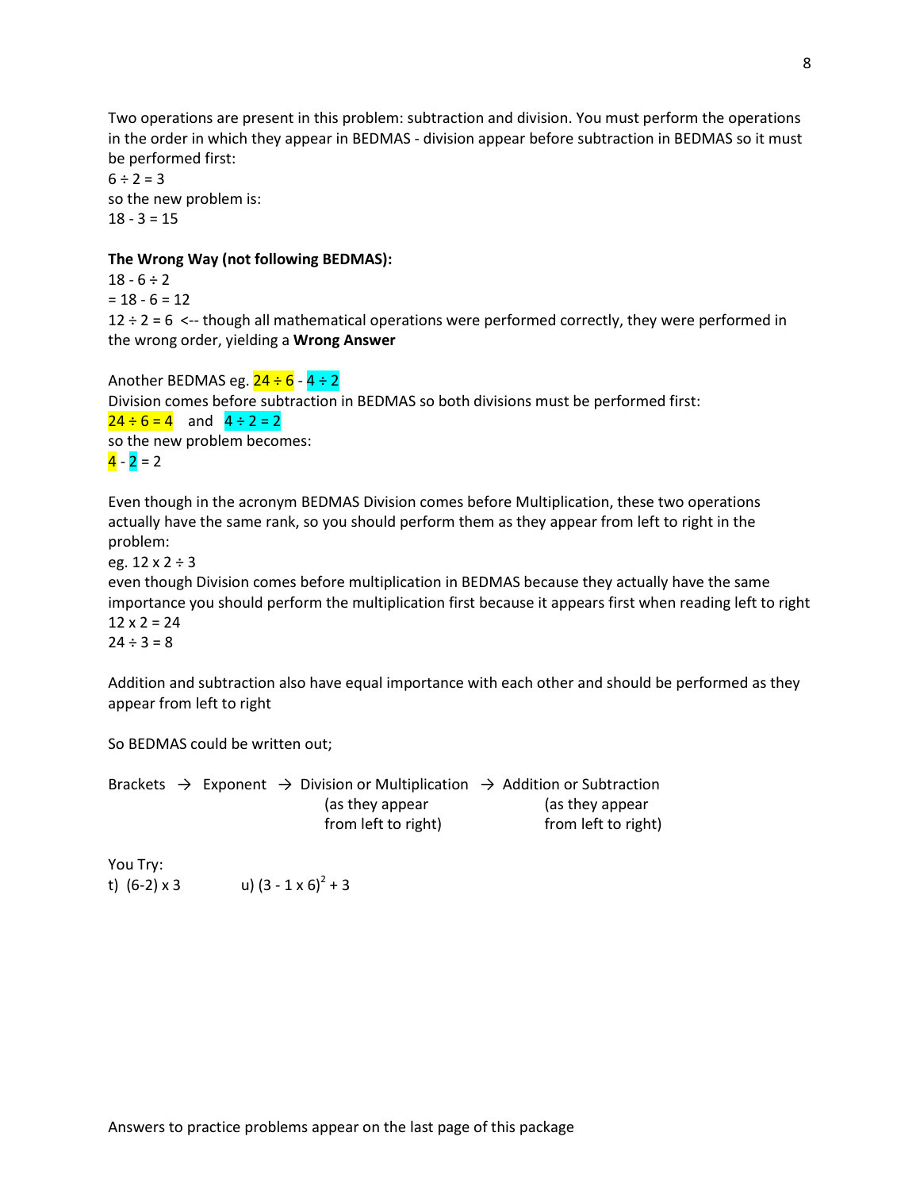Two operations are present in this problem: subtraction and division. You must perform the operations in the order in which they appear in BEDMAS - division appear before subtraction in BEDMAS so it must be performed first:

$6 \div 2 = 3$

so the new problem is:

$18 - 3 = 15$

**The Wrong Way (not following BEDMAS):**

$18 - 6 \div 2$

$= 18 - 6 = 12$

$12 \div 2 = 6$ <-- though all mathematical operations were performed correctly, they were performed in the wrong order, yielding a **Wrong Answer**

Another BEDMAS eg. $24 \div 6 - 4 \div 2$

Division comes before subtraction in BEDMAS so both divisions must be performed first:

$24 \div 6 = 4$ and $4 \div 2 = 2$

so the new problem becomes:

$4 - 2 = 2$

Even though in the acronym BEDMAS Division comes before Multiplication, these two operations actually have the same rank, so you should perform them as they appear from left to right in the problem:

eg. $12 \times 2 \div 3$

even though Division comes before multiplication in BEDMAS because they actually have the same importance you should perform the multiplication first because it appears first when reading left to right

$12 \times 2 = 24$

$24 \div 3 = 8$

Addition and subtraction also have equal importance with each other and should be performed as they appear from left to right

So BEDMAS could be written out;

Brackets → Exponent → Division or Multiplication (as they appear from left to right) → Addition or Subtraction (as they appear from left to right)

You Try:

t) $(6-2) \times 3$ u) $(3 - 1 \times 6)^2 + 3$

Answers to practice problems appear on the last page of this package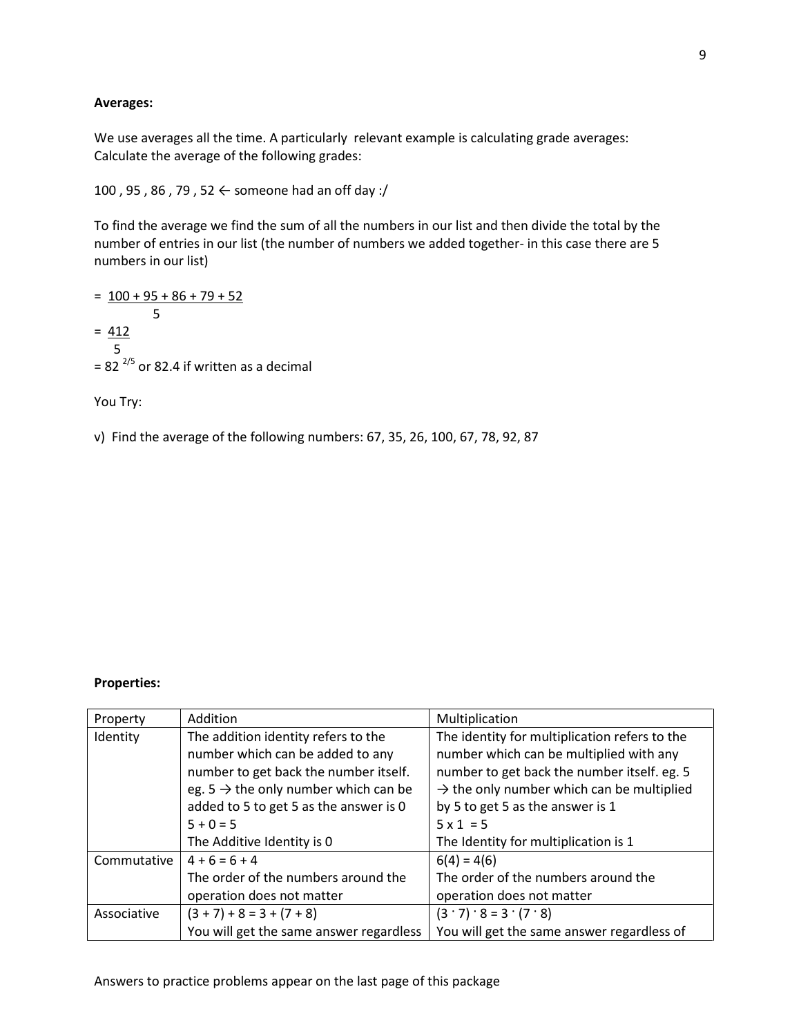**Averages:**

We use averages all the time. A particularly relevant example is calculating grade averages: Calculate the average of the following grades:

100 , 95 , 86 , 79 , 52 ← someone had an off day :/

To find the average we find the sum of all the numbers in our list and then divide the total by the number of entries in our list (the number of numbers we added together- in this case there are 5 numbers in our list)

$$= \frac{100 + 95 + 86 + 79 + 52}{5}$$

$$= \frac{412}{5}$$

$= 82\,^{2/5}$ or 82.4 if written as a decimal

You Try:

v) Find the average of the following numbers: 67, 35, 26, 100, 67, 78, 92, 87

**Properties:**

| Property | Addition | Multiplication |
| --- | --- | --- |
| Identity | The addition identity refers to the number which can be added to any number to get back the number itself. eg. 5 → the only number which can be added to 5 to get 5 as the answer is 0<br>$5 + 0 = 5$<br>The Additive Identity is 0 | The identity for multiplication refers to the number which can be multiplied with any number to get back the number itself. eg. 5 → the only number which can be multiplied by 5 to get 5 as the answer is 1<br>$5 \times 1 = 5$<br>The Identity for multiplication is 1 |
| Commutative | $4 + 6 = 6 + 4$<br>The order of the numbers around the operation does not matter | $6(4) = 4(6)$<br>The order of the numbers around the operation does not matter |
| Associative | $(3 + 7) + 8 = 3 + (7 + 8)$<br>You will get the same answer regardless | $(3 \cdot 7) \cdot 8 = 3 \cdot (7 \cdot 8)$<br>You will get the same answer regardless of |

Answers to practice problems appear on the last page of this package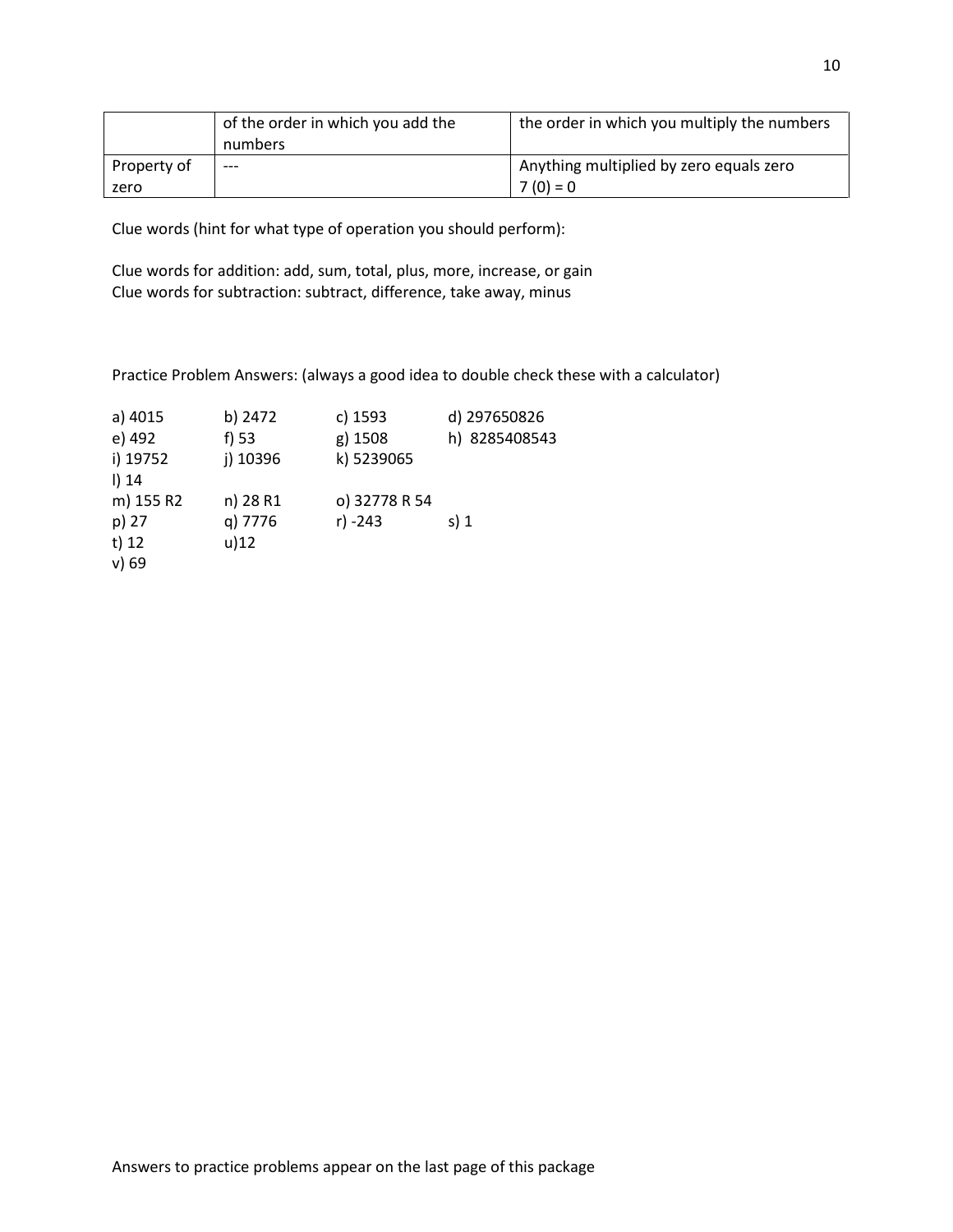| | | |
|---|---|---|
| | of the order in which you add the numbers | the order in which you multiply the numbers |
| Property of zero | --- | Anything multiplied by zero equals zero<br>7 (0) = 0 |

Clue words (hint for what type of operation you should perform):

Clue words for addition: add, sum, total, plus, more, increase, or gain
Clue words for subtraction: subtract, difference, take away, minus

Practice Problem Answers: (always a good idea to double check these with a calculator)

| | | | |
|---|---|---|---|
| a) 4015 | b) 2472 | c) 1593 | d) 297650826 |
| e) 492 | f) 53 | g) 1508 | h) 8285408543 |
| i) 19752 | j) 10396 | k) 5239065 | |
| l) 14 | | | |
| m) 155 R2 | n) 28 R1 | o) 32778 R 54 | |
| p) 27 | q) 7776 | r) -243 | s) 1 |
| t) 12 | u)12 | | |
| v) 69 | | | |

Answers to practice problems appear on the last page of this package